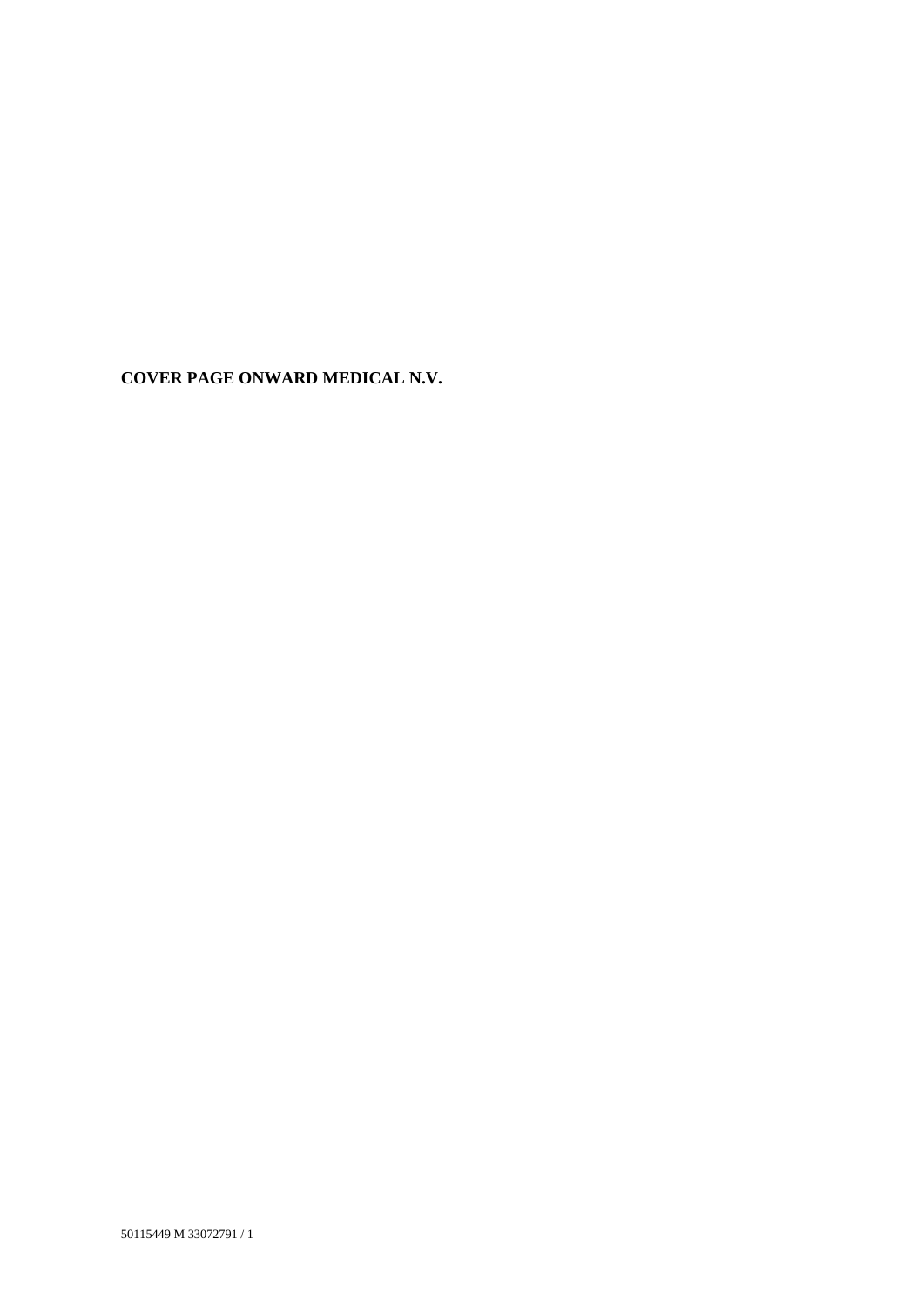**COVER PAGE ONWARD MEDICAL N.V.**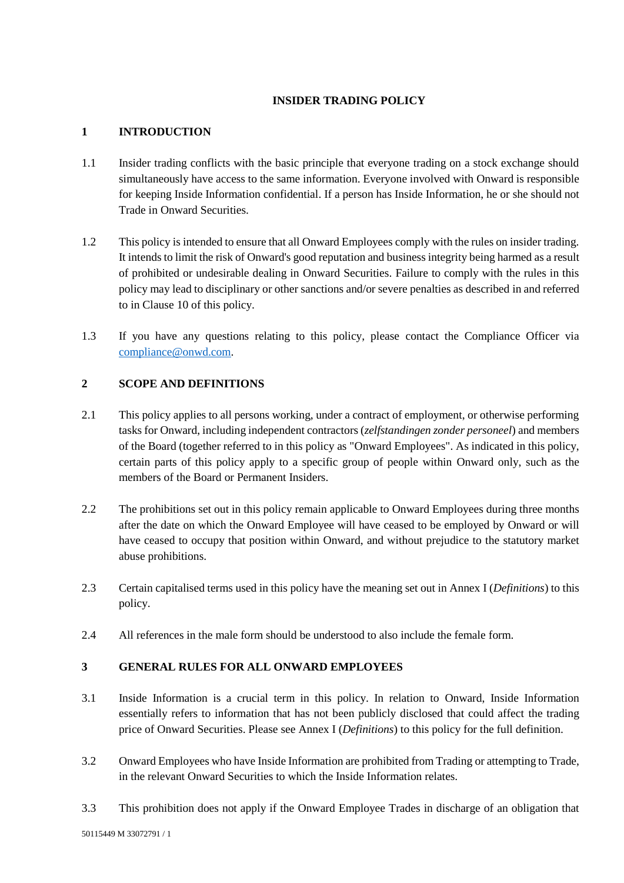# INSIDER TRADING POLICY

## 1 INTRODUCTION

1.1 Insider trading conflicts with the basic principle that everyone trading on a stock exchange should simultaneously have access to the same information. Everyone involved with Onward is responsible for keeping Inside Information confidential. If a person has Inside Information, he or she should not Trade in Onward Securities.

1.2 This policy is intended to ensure that all Onward Employees comply with the rules on insider trading. It intends to limit the risk of Onward's good reputation and business integrity being harmed as a result of prohibited or undesirable dealing in Onward Securities. Failure to comply with the rules in this policy may lead to disciplinary or other sanctions and/or severe penalties as described in and referred to in Clause 10 of this policy.

1.3 If you have any questions relating to this policy, please contact the Compliance Officer via [compliance@onwd.com](mailto:compliance@onwd.com).

## 2 SCOPE AND DEFINITIONS

2.1 This policy applies to all persons working, under a contract of employment, or otherwise performing tasks for Onward, including independent contractors (*zelfstandingen zonder personeel*) and members of the Board (together referred to in this policy as "Onward Employees". As indicated in this policy, certain parts of this policy apply to a specific group of people within Onward only, such as the members of the Board or Permanent Insiders.

2.2 The prohibitions set out in this policy remain applicable to Onward Employees during three months after the date on which the Onward Employee will have ceased to be employed by Onward or will have ceased to occupy that position within Onward, and without prejudice to the statutory market abuse prohibitions.

2.3 Certain capitalised terms used in this policy have the meaning set out in Annex I (*Definitions*) to this policy.

2.4 All references in the male form should be understood to also include the female form.

## 3 GENERAL RULES FOR ALL ONWARD EMPLOYEES

3.1 Inside Information is a crucial term in this policy. In relation to Onward, Inside Information essentially refers to information that has not been publicly disclosed that could affect the trading price of Onward Securities. Please see Annex I (*Definitions*) to this policy for the full definition.

3.2 Onward Employees who have Inside Information are prohibited from Trading or attempting to Trade, in the relevant Onward Securities to which the Inside Information relates.

3.3 This prohibition does not apply if the Onward Employee Trades in discharge of an obligation that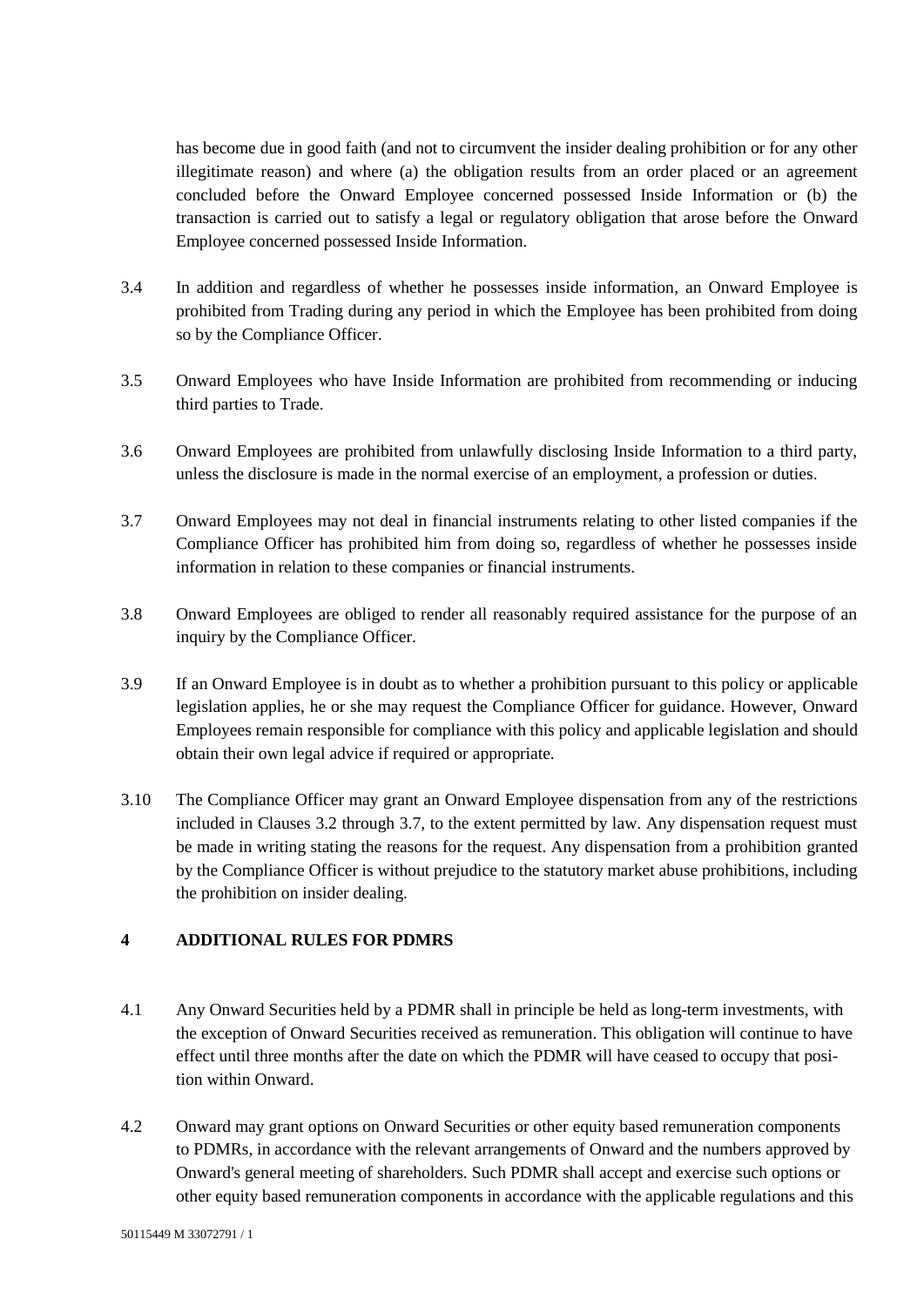has become due in good faith (and not to circumvent the insider dealing prohibition or for any other illegitimate reason) and where (a) the obligation results from an order placed or an agreement concluded before the Onward Employee concerned possessed Inside Information or (b) the transaction is carried out to satisfy a legal or regulatory obligation that arose before the Onward Employee concerned possessed Inside Information.

3.4 In addition and regardless of whether he possesses inside information, an Onward Employee is prohibited from Trading during any period in which the Employee has been prohibited from doing so by the Compliance Officer.

3.5 Onward Employees who have Inside Information are prohibited from recommending or inducing third parties to Trade.

3.6 Onward Employees are prohibited from unlawfully disclosing Inside Information to a third party, unless the disclosure is made in the normal exercise of an employment, a profession or duties.

3.7 Onward Employees may not deal in financial instruments relating to other listed companies if the Compliance Officer has prohibited him from doing so, regardless of whether he possesses inside information in relation to these companies or financial instruments.

3.8 Onward Employees are obliged to render all reasonably required assistance for the purpose of an inquiry by the Compliance Officer.

3.9 If an Onward Employee is in doubt as to whether a prohibition pursuant to this policy or applicable legislation applies, he or she may request the Compliance Officer for guidance. However, Onward Employees remain responsible for compliance with this policy and applicable legislation and should obtain their own legal advice if required or appropriate.

3.10 The Compliance Officer may grant an Onward Employee dispensation from any of the restrictions included in Clauses 3.2 through 3.7, to the extent permitted by law. Any dispensation request must be made in writing stating the reasons for the request. Any dispensation from a prohibition granted by the Compliance Officer is without prejudice to the statutory market abuse prohibitions, including the prohibition on insider dealing.

## 4 ADDITIONAL RULES FOR PDMRS

4.1 Any Onward Securities held by a PDMR shall in principle be held as long-term investments, with the exception of Onward Securities received as remuneration. This obligation will continue to have effect until three months after the date on which the PDMR will have ceased to occupy that position within Onward.

4.2 Onward may grant options on Onward Securities or other equity based remuneration components to PDMRs, in accordance with the relevant arrangements of Onward and the numbers approved by Onward's general meeting of shareholders. Such PDMR shall accept and exercise such options or other equity based remuneration components in accordance with the applicable regulations and this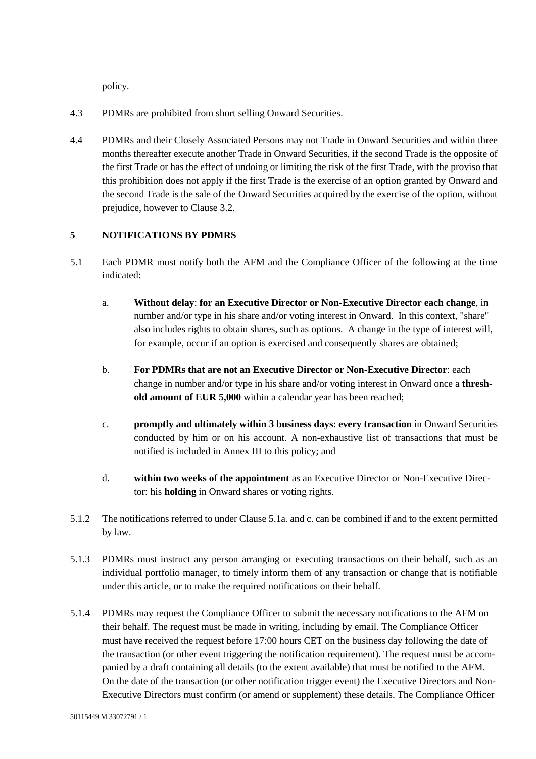policy.

4.3 PDMRs are prohibited from short selling Onward Securities.

4.4 PDMRs and their Closely Associated Persons may not Trade in Onward Securities and within three months thereafter execute another Trade in Onward Securities, if the second Trade is the opposite of the first Trade or has the effect of undoing or limiting the risk of the first Trade, with the proviso that this prohibition does not apply if the first Trade is the exercise of an option granted by Onward and the second Trade is the sale of the Onward Securities acquired by the exercise of the option, without prejudice, however to Clause 3.2.

## 5 NOTIFICATIONS BY PDMRS

5.1 Each PDMR must notify both the AFM and the Compliance Officer of the following at the time indicated:

a. **Without delay**: **for an Executive Director or Non-Executive Director each change**, in number and/or type in his share and/or voting interest in Onward. In this context, "share" also includes rights to obtain shares, such as options. A change in the type of interest will, for example, occur if an option is exercised and consequently shares are obtained;

b. **For PDMRs that are not an Executive Director or Non-Executive Director**: each change in number and/or type in his share and/or voting interest in Onward once a **threshold amount of EUR 5,000** within a calendar year has been reached;

c. **promptly and ultimately within 3 business days**: **every transaction** in Onward Securities conducted by him or on his account. A non-exhaustive list of transactions that must be notified is included in Annex III to this policy; and

d. **within two weeks of the appointment** as an Executive Director or Non-Executive Director: his **holding** in Onward shares or voting rights.

5.1.2 The notifications referred to under Clause 5.1a. and c. can be combined if and to the extent permitted by law.

5.1.3 PDMRs must instruct any person arranging or executing transactions on their behalf, such as an individual portfolio manager, to timely inform them of any transaction or change that is notifiable under this article, or to make the required notifications on their behalf.

5.1.4 PDMRs may request the Compliance Officer to submit the necessary notifications to the AFM on their behalf. The request must be made in writing, including by email. The Compliance Officer must have received the request before 17:00 hours CET on the business day following the date of the transaction (or other event triggering the notification requirement). The request must be accompanied by a draft containing all details (to the extent available) that must be notified to the AFM. On the date of the transaction (or other notification trigger event) the Executive Directors and Non-Executive Directors must confirm (or amend or supplement) these details. The Compliance Officer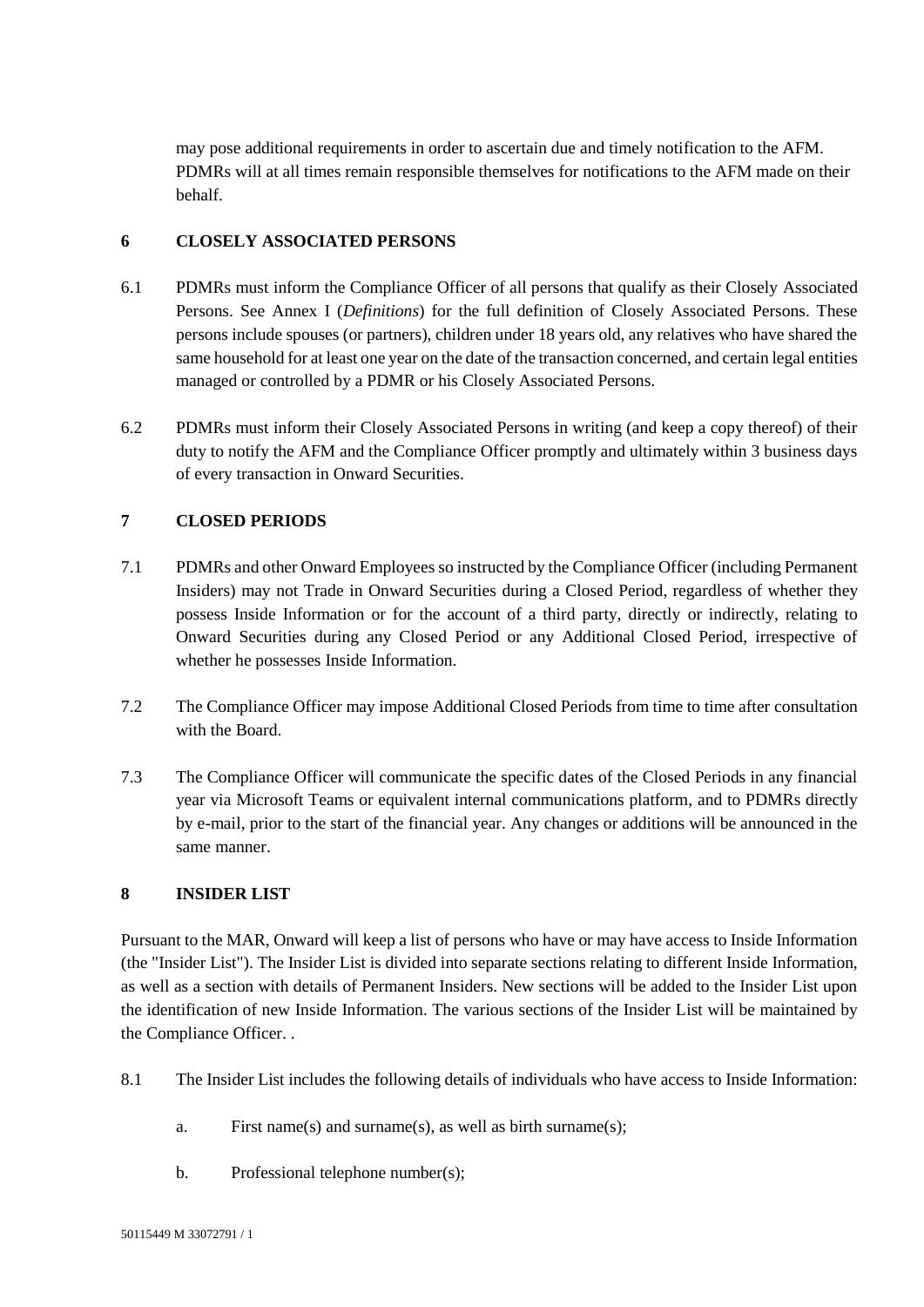may pose additional requirements in order to ascertain due and timely notification to the AFM. PDMRs will at all times remain responsible themselves for notifications to the AFM made on their behalf.

## 6 CLOSELY ASSOCIATED PERSONS

6.1 PDMRs must inform the Compliance Officer of all persons that qualify as their Closely Associated Persons. See Annex I (*Definitions*) for the full definition of Closely Associated Persons. These persons include spouses (or partners), children under 18 years old, any relatives who have shared the same household for at least one year on the date of the transaction concerned, and certain legal entities managed or controlled by a PDMR or his Closely Associated Persons.

6.2 PDMRs must inform their Closely Associated Persons in writing (and keep a copy thereof) of their duty to notify the AFM and the Compliance Officer promptly and ultimately within 3 business days of every transaction in Onward Securities.

## 7 CLOSED PERIODS

7.1 PDMRs and other Onward Employees so instructed by the Compliance Officer (including Permanent Insiders) may not Trade in Onward Securities during a Closed Period, regardless of whether they possess Inside Information or for the account of a third party, directly or indirectly, relating to Onward Securities during any Closed Period or any Additional Closed Period, irrespective of whether he possesses Inside Information.

7.2 The Compliance Officer may impose Additional Closed Periods from time to time after consultation with the Board.

7.3 The Compliance Officer will communicate the specific dates of the Closed Periods in any financial year via Microsoft Teams or equivalent internal communications platform, and to PDMRs directly by e-mail, prior to the start of the financial year. Any changes or additions will be announced in the same manner.

## 8 INSIDER LIST

Pursuant to the MAR, Onward will keep a list of persons who have or may have access to Inside Information (the "Insider List"). The Insider List is divided into separate sections relating to different Inside Information, as well as a section with details of Permanent Insiders. New sections will be added to the Insider List upon the identification of new Inside Information. The various sections of the Insider List will be maintained by the Compliance Officer. .

8.1 The Insider List includes the following details of individuals who have access to Inside Information:

a. First name(s) and surname(s), as well as birth surname(s);

b. Professional telephone number(s);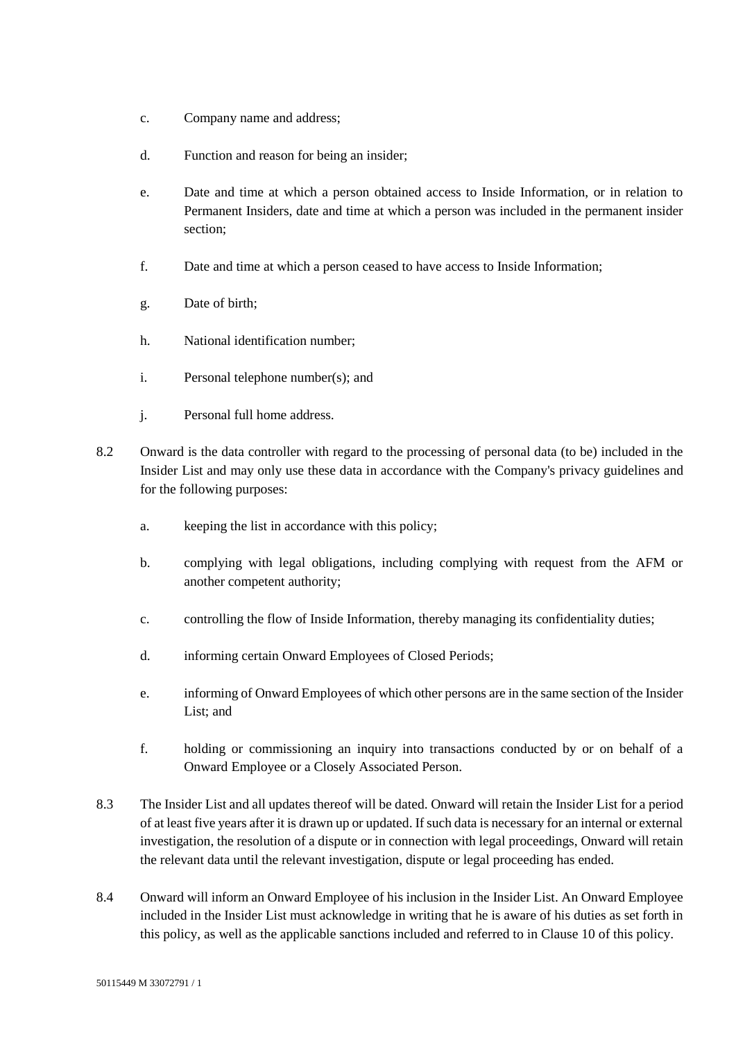c. Company name and address;

d. Function and reason for being an insider;

e. Date and time at which a person obtained access to Inside Information, or in relation to Permanent Insiders, date and time at which a person was included in the permanent insider section;

f. Date and time at which a person ceased to have access to Inside Information;

g. Date of birth;

h. National identification number;

i. Personal telephone number(s); and

j. Personal full home address.

8.2 Onward is the data controller with regard to the processing of personal data (to be) included in the Insider List and may only use these data in accordance with the Company's privacy guidelines and for the following purposes:

a. keeping the list in accordance with this policy;

b. complying with legal obligations, including complying with request from the AFM or another competent authority;

c. controlling the flow of Inside Information, thereby managing its confidentiality duties;

d. informing certain Onward Employees of Closed Periods;

e. informing of Onward Employees of which other persons are in the same section of the Insider List; and

f. holding or commissioning an inquiry into transactions conducted by or on behalf of a Onward Employee or a Closely Associated Person.

8.3 The Insider List and all updates thereof will be dated. Onward will retain the Insider List for a period of at least five years after it is drawn up or updated. If such data is necessary for an internal or external investigation, the resolution of a dispute or in connection with legal proceedings, Onward will retain the relevant data until the relevant investigation, dispute or legal proceeding has ended.

8.4 Onward will inform an Onward Employee of his inclusion in the Insider List. An Onward Employee included in the Insider List must acknowledge in writing that he is aware of his duties as set forth in this policy, as well as the applicable sanctions included and referred to in Clause 10 of this policy.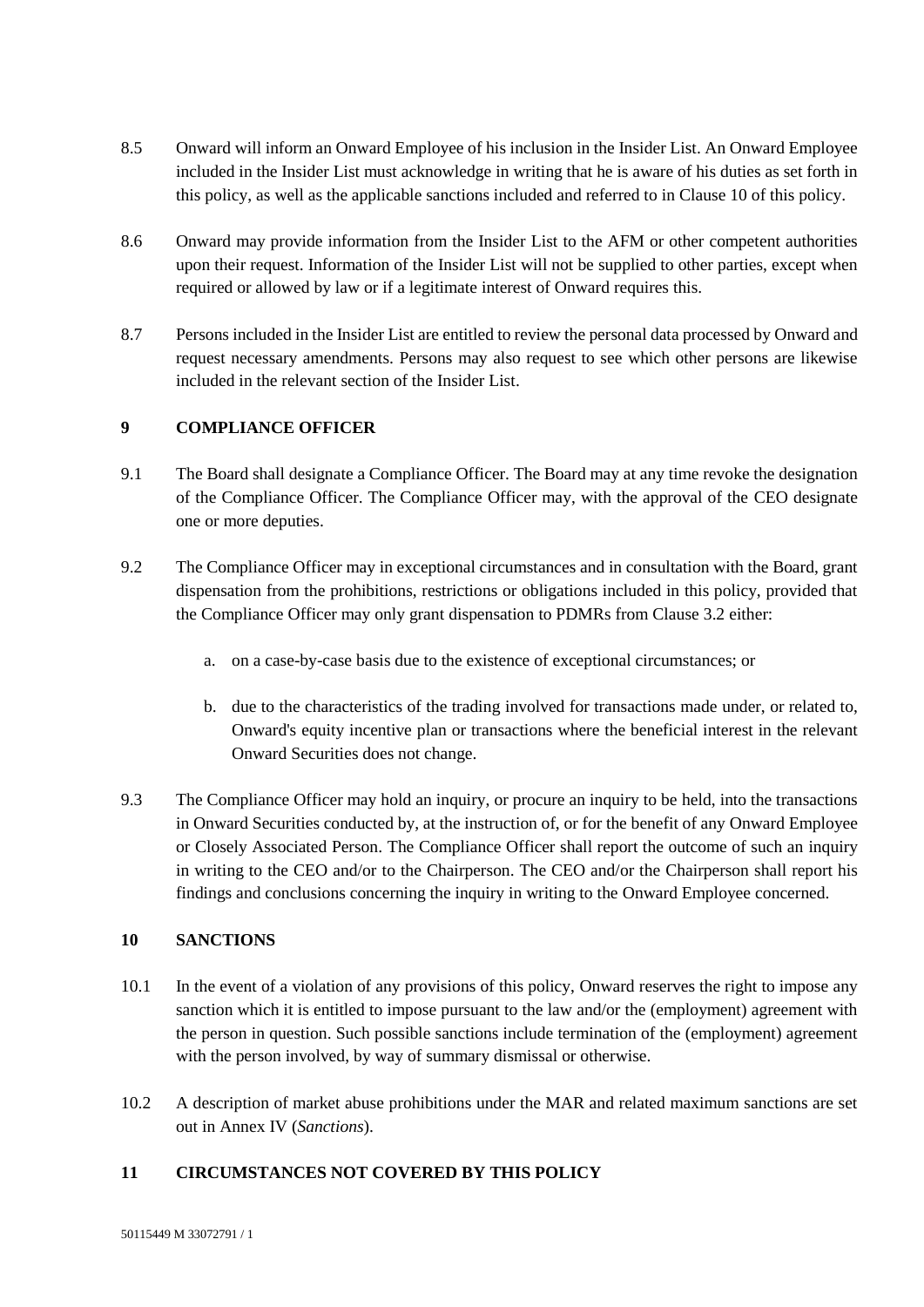8.5 Onward will inform an Onward Employee of his inclusion in the Insider List. An Onward Employee included in the Insider List must acknowledge in writing that he is aware of his duties as set forth in this policy, as well as the applicable sanctions included and referred to in Clause 10 of this policy.

8.6 Onward may provide information from the Insider List to the AFM or other competent authorities upon their request. Information of the Insider List will not be supplied to other parties, except when required or allowed by law or if a legitimate interest of Onward requires this.

8.7 Persons included in the Insider List are entitled to review the personal data processed by Onward and request necessary amendments. Persons may also request to see which other persons are likewise included in the relevant section of the Insider List.

## 9 COMPLIANCE OFFICER

9.1 The Board shall designate a Compliance Officer. The Board may at any time revoke the designation of the Compliance Officer. The Compliance Officer may, with the approval of the CEO designate one or more deputies.

9.2 The Compliance Officer may in exceptional circumstances and in consultation with the Board, grant dispensation from the prohibitions, restrictions or obligations included in this policy, provided that the Compliance Officer may only grant dispensation to PDMRs from Clause 3.2 either:

a. on a case-by-case basis due to the existence of exceptional circumstances; or

b. due to the characteristics of the trading involved for transactions made under, or related to, Onward's equity incentive plan or transactions where the beneficial interest in the relevant Onward Securities does not change.

9.3 The Compliance Officer may hold an inquiry, or procure an inquiry to be held, into the transactions in Onward Securities conducted by, at the instruction of, or for the benefit of any Onward Employee or Closely Associated Person. The Compliance Officer shall report the outcome of such an inquiry in writing to the CEO and/or to the Chairperson. The CEO and/or the Chairperson shall report his findings and conclusions concerning the inquiry in writing to the Onward Employee concerned.

## 10 SANCTIONS

10.1 In the event of a violation of any provisions of this policy, Onward reserves the right to impose any sanction which it is entitled to impose pursuant to the law and/or the (employment) agreement with the person in question. Such possible sanctions include termination of the (employment) agreement with the person involved, by way of summary dismissal or otherwise.

10.2 A description of market abuse prohibitions under the MAR and related maximum sanctions are set out in Annex IV (*Sanctions*).

## 11 CIRCUMSTANCES NOT COVERED BY THIS POLICY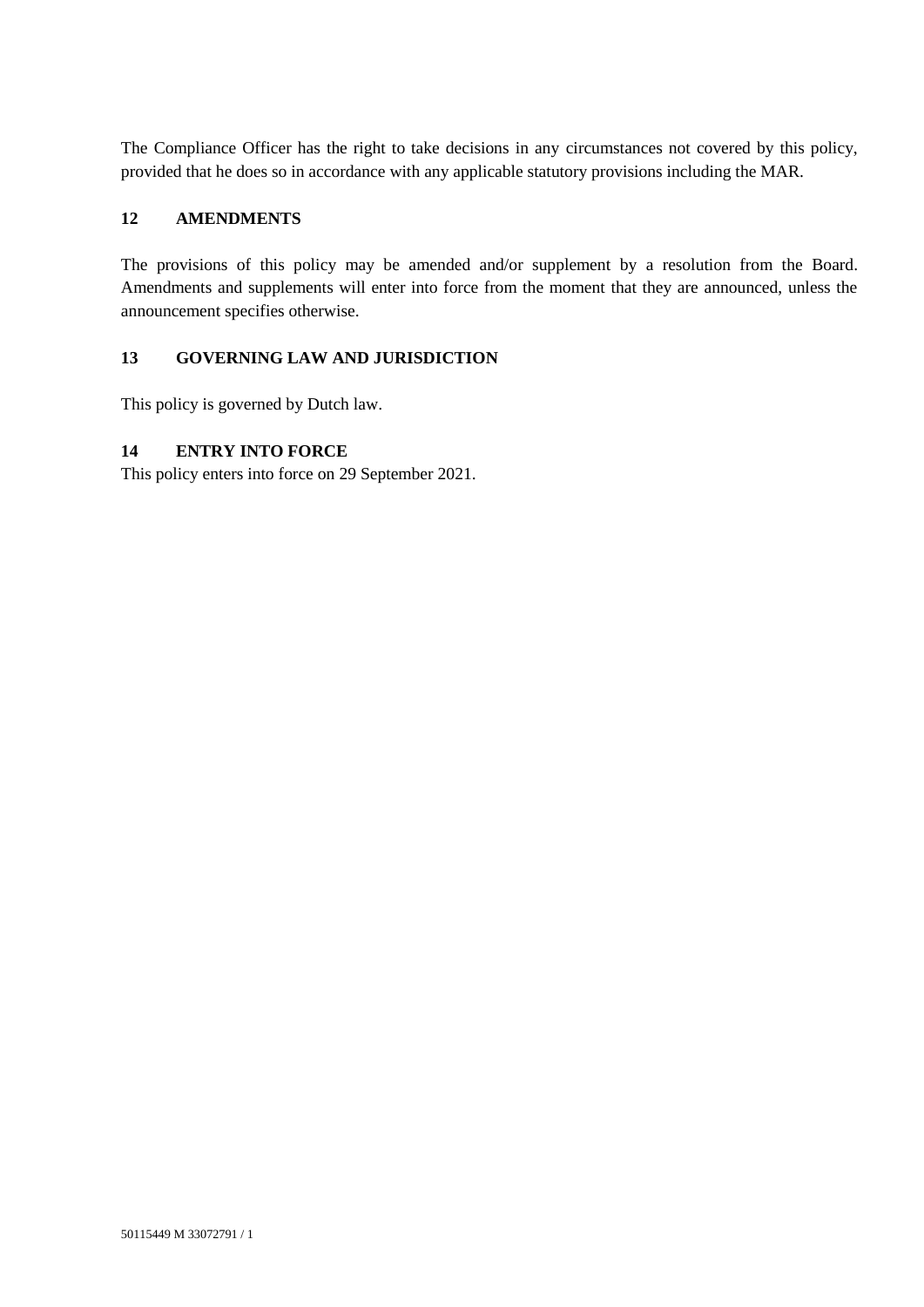The Compliance Officer has the right to take decisions in any circumstances not covered by this policy, provided that he does so in accordance with any applicable statutory provisions including the MAR.

## 12 AMENDMENTS

The provisions of this policy may be amended and/or supplement by a resolution from the Board. Amendments and supplements will enter into force from the moment that they are announced, unless the announcement specifies otherwise.

## 13 GOVERNING LAW AND JURISDICTION

This policy is governed by Dutch law.

## 14 ENTRY INTO FORCE

This policy enters into force on 29 September 2021.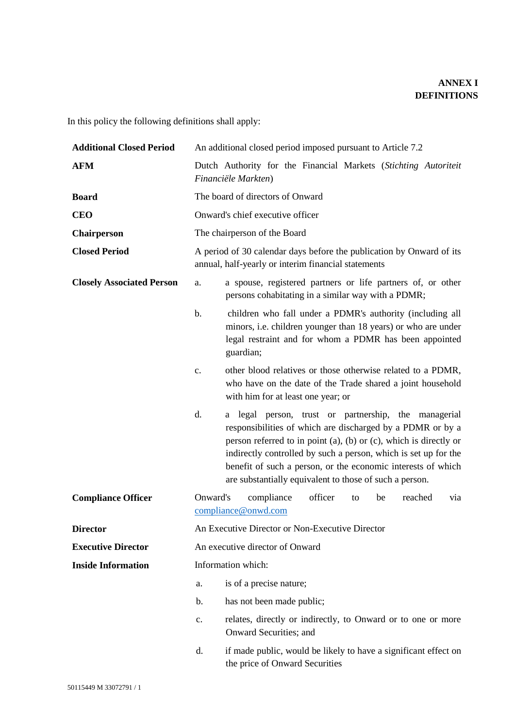# ANNEX I
# DEFINITIONS

In this policy the following definitions shall apply:

**Additional Closed Period** An additional closed period imposed pursuant to Article 7.2

**AFM** Dutch Authority for the Financial Markets (*Stichting Autoriteit Financiële Markten*)

**Board** The board of directors of Onward

**CEO** Onward's chief executive officer

**Chairperson** The chairperson of the Board

**Closed Period** A period of 30 calendar days before the publication by Onward of its annual, half-yearly or interim financial statements

**Closely Associated Person**

a. a spouse, registered partners or life partners of, or other persons cohabitating in a similar way with a PDMR;

b. children who fall under a PDMR's authority (including all minors, i.e. children younger than 18 years) or who are under legal restraint and for whom a PDMR has been appointed guardian;

c. other blood relatives or those otherwise related to a PDMR, who have on the date of the Trade shared a joint household with him for at least one year; or

d. a legal person, trust or partnership, the managerial responsibilities of which are discharged by a PDMR or by a person referred to in point (a), (b) or (c), which is directly or indirectly controlled by such a person, which is set up for the benefit of such a person, or the economic interests of which are substantially equivalent to those of such a person.

**Compliance Officer** Onward's compliance officer to be reached via compliance@onwd.com

**Director** An Executive Director or Non-Executive Director

**Executive Director** An executive director of Onward

**Inside Information** Information which:

a. is of a precise nature;

b. has not been made public;

c. relates, directly or indirectly, to Onward or to one or more Onward Securities; and

d. if made public, would be likely to have a significant effect on the price of Onward Securities

50115449 M 33072791 / 1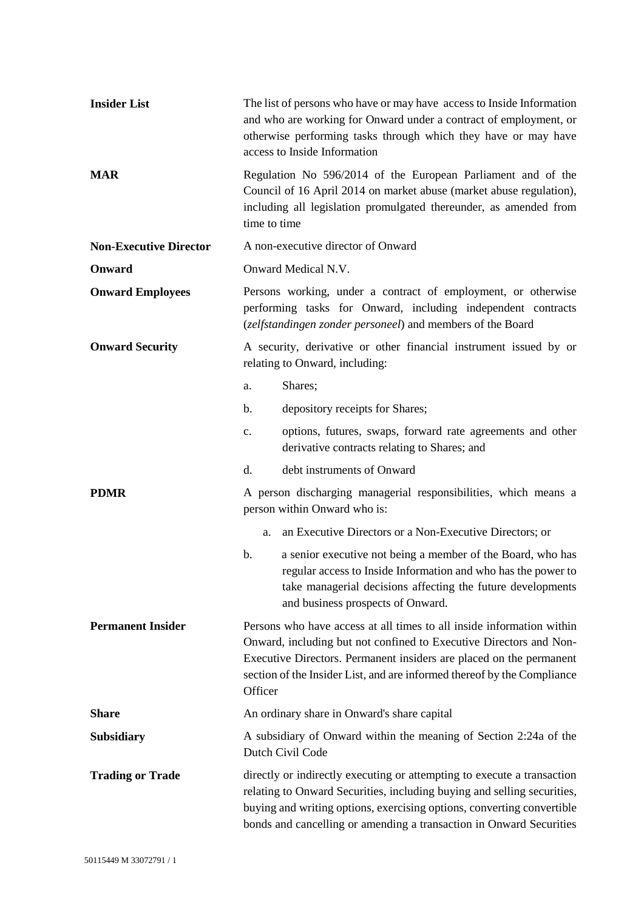| | |
|---|---|
| **Insider List** | The list of persons who have or may have access to Inside Information and who are working for Onward under a contract of employment, or otherwise performing tasks through which they have or may have access to Inside Information |
| **MAR** | Regulation No 596/2014 of the European Parliament and of the Council of 16 April 2014 on market abuse (market abuse regulation), including all legislation promulgated thereunder, as amended from time to time |
| **Non-Executive Director** | A non-executive director of Onward |
| **Onward** | Onward Medical N.V. |
| **Onward Employees** | Persons working, under a contract of employment, or otherwise performing tasks for Onward, including independent contracts (*zelfstandingen zonder personeel*) and members of the Board |
| **Onward Security** | A security, derivative or other financial instrument issued by or relating to Onward, including:<br>a. Shares;<br>b. depository receipts for Shares;<br>c. options, futures, swaps, forward rate agreements and other derivative contracts relating to Shares; and<br>d. debt instruments of Onward |
| **PDMR** | A person discharging managerial responsibilities, which means a person within Onward who is:<br>a. an Executive Directors or a Non-Executive Directors; or<br>b. a senior executive not being a member of the Board, who has regular access to Inside Information and who has the power to take managerial decisions affecting the future developments and business prospects of Onward. |
| **Permanent Insider** | Persons who have access at all times to all inside information within Onward, including but not confined to Executive Directors and Non-Executive Directors. Permanent insiders are placed on the permanent section of the Insider List, and are informed thereof by the Compliance Officer |
| **Share** | An ordinary share in Onward's share capital |
| **Subsidiary** | A subsidiary of Onward within the meaning of Section 2:24a of the Dutch Civil Code |
| **Trading or Trade** | directly or indirectly executing or attempting to execute a transaction relating to Onward Securities, including buying and selling securities, buying and writing options, exercising options, converting convertible bonds and cancelling or amending a transaction in Onward Securities |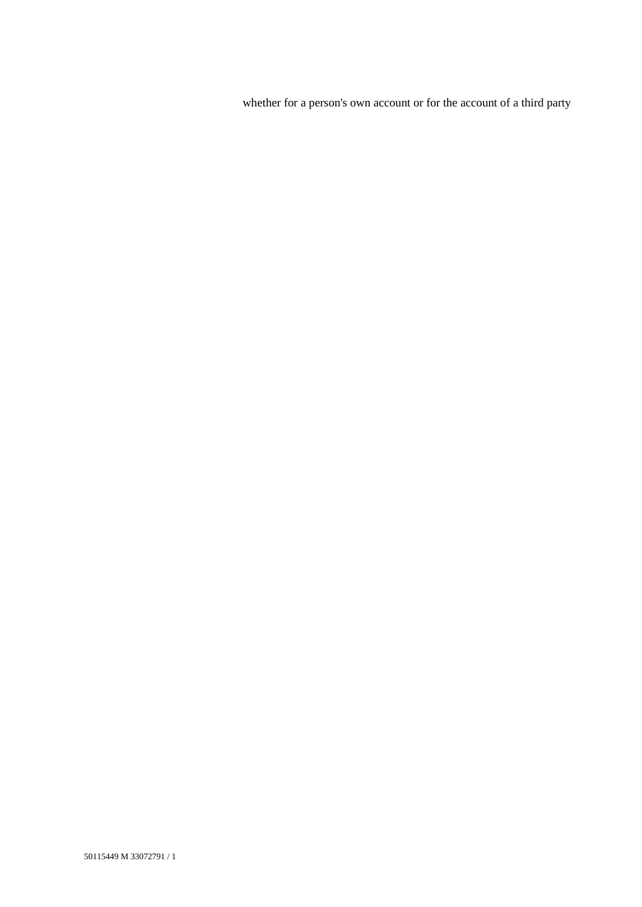whether for a person's own account or for the account of a third party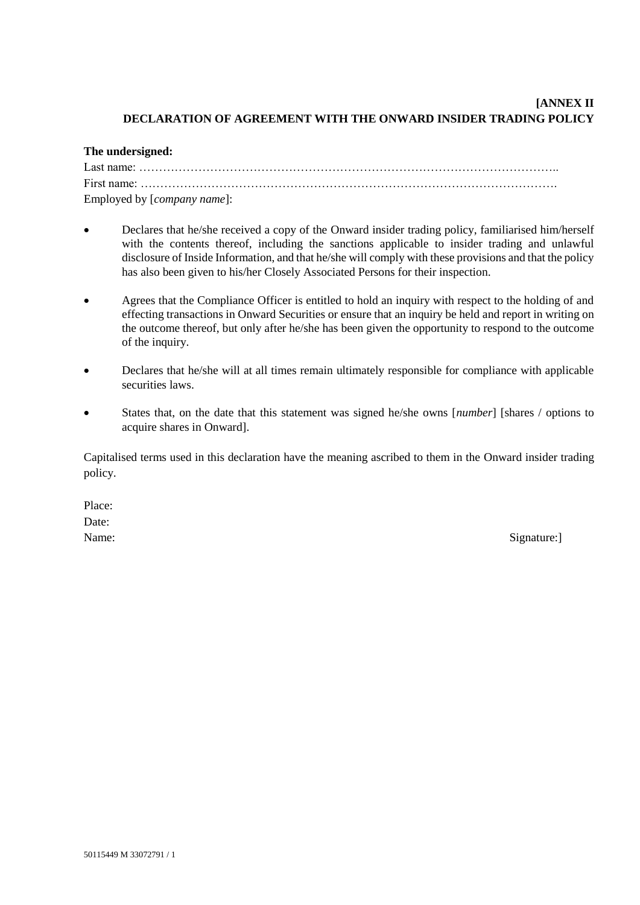**[ANNEX II**
**DECLARATION OF AGREEMENT WITH THE ONWARD INSIDER TRADING POLICY**

**The undersigned:**

Last name: ………………………………………………………………………………………………..
First name: ……………………………………………………………………………………………….
Employed by [*company name*]:

- Declares that he/she received a copy of the Onward insider trading policy, familiarised him/herself with the contents thereof, including the sanctions applicable to insider trading and unlawful disclosure of Inside Information, and that he/she will comply with these provisions and that the policy has also been given to his/her Closely Associated Persons for their inspection.

- Agrees that the Compliance Officer is entitled to hold an inquiry with respect to the holding of and effecting transactions in Onward Securities or ensure that an inquiry be held and report in writing on the outcome thereof, but only after he/she has been given the opportunity to respond to the outcome of the inquiry.

- Declares that he/she will at all times remain ultimately responsible for compliance with applicable securities laws.

- States that, on the date that this statement was signed he/she owns [*number*] [shares / options to acquire shares in Onward].

Capitalised terms used in this declaration have the meaning ascribed to them in the Onward insider trading policy.

Place:
Date:
Name: Signature:]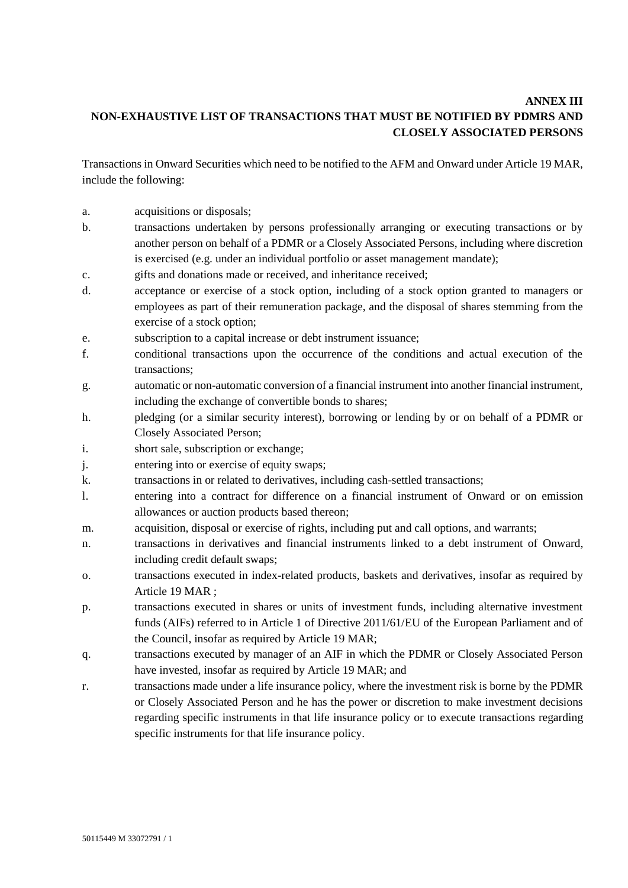**ANNEX III**
**NON-EXHAUSTIVE LIST OF TRANSACTIONS THAT MUST BE NOTIFIED BY PDMRS AND CLOSELY ASSOCIATED PERSONS**

Transactions in Onward Securities which need to be notified to the AFM and Onward under Article 19 MAR, include the following:

a. acquisitions or disposals;

b. transactions undertaken by persons professionally arranging or executing transactions or by another person on behalf of a PDMR or a Closely Associated Persons, including where discretion is exercised (e.g. under an individual portfolio or asset management mandate);

c. gifts and donations made or received, and inheritance received;

d. acceptance or exercise of a stock option, including of a stock option granted to managers or employees as part of their remuneration package, and the disposal of shares stemming from the exercise of a stock option;

e. subscription to a capital increase or debt instrument issuance;

f. conditional transactions upon the occurrence of the conditions and actual execution of the transactions;

g. automatic or non-automatic conversion of a financial instrument into another financial instrument, including the exchange of convertible bonds to shares;

h. pledging (or a similar security interest), borrowing or lending by or on behalf of a PDMR or Closely Associated Person;

i. short sale, subscription or exchange;

j. entering into or exercise of equity swaps;

k. transactions in or related to derivatives, including cash-settled transactions;

l. entering into a contract for difference on a financial instrument of Onward or on emission allowances or auction products based thereon;

m. acquisition, disposal or exercise of rights, including put and call options, and warrants;

n. transactions in derivatives and financial instruments linked to a debt instrument of Onward, including credit default swaps;

o. transactions executed in index-related products, baskets and derivatives, insofar as required by Article 19 MAR ;

p. transactions executed in shares or units of investment funds, including alternative investment funds (AIFs) referred to in Article 1 of Directive 2011/61/EU of the European Parliament and of the Council, insofar as required by Article 19 MAR;

q. transactions executed by manager of an AIF in which the PDMR or Closely Associated Person have invested, insofar as required by Article 19 MAR; and

r. transactions made under a life insurance policy, where the investment risk is borne by the PDMR or Closely Associated Person and he has the power or discretion to make investment decisions regarding specific instruments in that life insurance policy or to execute transactions regarding specific instruments for that life insurance policy.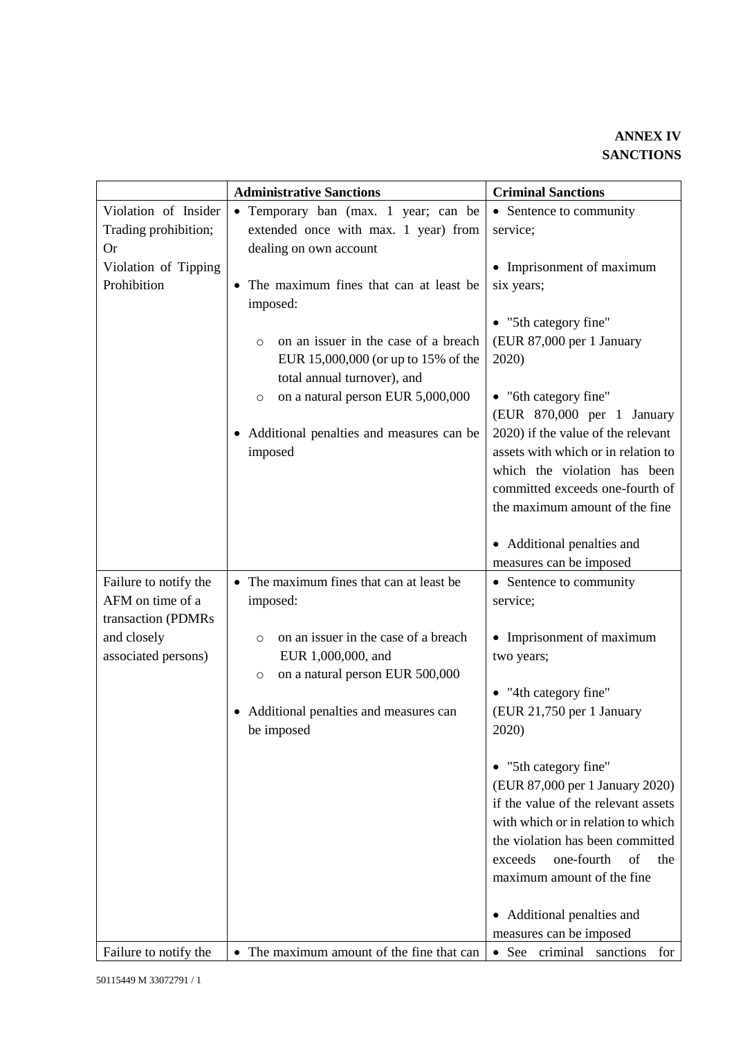**ANNEX IV**
**SANCTIONS**

| | **Administrative Sanctions** | **Criminal Sanctions** |
|---|---|---|
| Violation of Insider Trading prohibition; Or Violation of Tipping Prohibition | • Temporary ban (max. 1 year; can be extended once with max. 1 year) from dealing on own account<br><br>• The maximum fines that can at least be imposed:<br>&nbsp;&nbsp;○ on an issuer in the case of a breach EUR 15,000,000 (or up to 15% of the total annual turnover), and<br>&nbsp;&nbsp;○ on a natural person EUR 5,000,000<br><br>• Additional penalties and measures can be imposed | • Sentence to community service;<br><br>• Imprisonment of maximum six years;<br><br>• "5th category fine" (EUR 87,000 per 1 January 2020)<br><br>• "6th category fine" (EUR 870,000 per 1 January 2020) if the value of the relevant assets with which or in relation to which the violation has been committed exceeds one-fourth of the maximum amount of the fine<br><br>• Additional penalties and measures can be imposed |
| Failure to notify the AFM on time of a transaction (PDMRs and closely associated persons) | • The maximum fines that can at least be imposed:<br>&nbsp;&nbsp;○ on an issuer in the case of a breach EUR 1,000,000, and<br>&nbsp;&nbsp;○ on a natural person EUR 500,000<br><br>• Additional penalties and measures can be imposed | • Sentence to community service;<br><br>• Imprisonment of maximum two years;<br><br>• "4th category fine" (EUR 21,750 per 1 January 2020)<br><br>• "5th category fine" (EUR 87,000 per 1 January 2020) if the value of the relevant assets with which or in relation to which the violation has been committed exceeds one-fourth of the maximum amount of the fine<br><br>• Additional penalties and measures can be imposed |
| Failure to notify the | • The maximum amount of the fine that can | • See criminal sanctions for |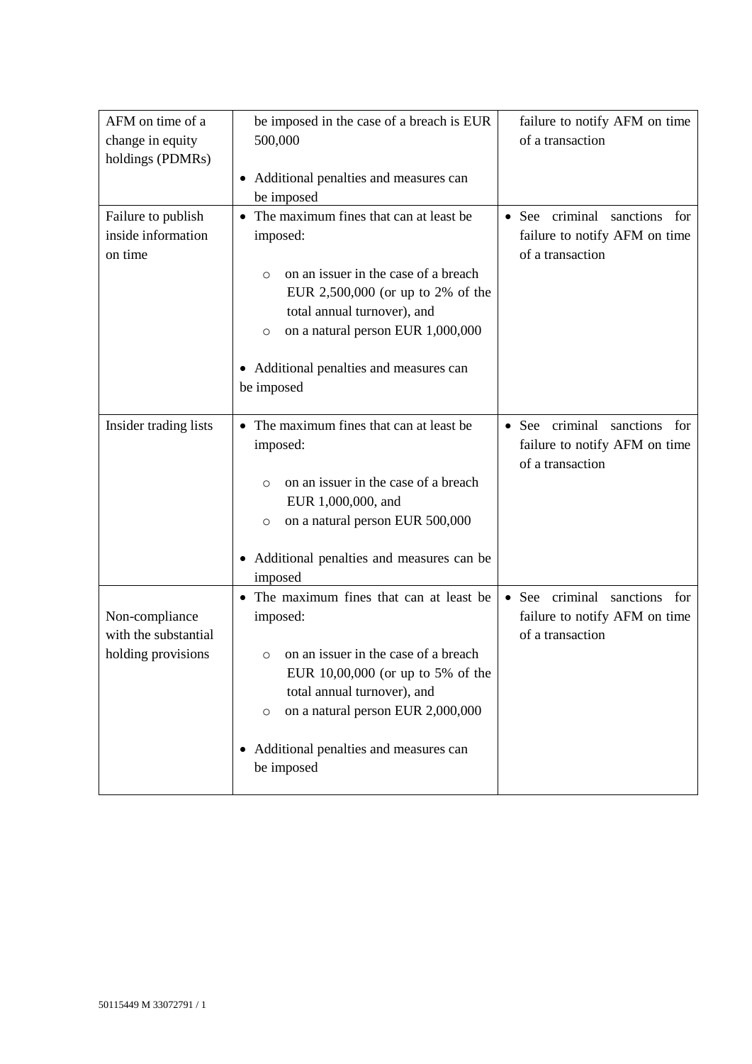| | | |
|---|---|---|
| AFM on time of a change in equity holdings (PDMRs) | be imposed in the case of a breach is EUR 500,000<br><br>• Additional penalties and measures can be imposed | failure to notify AFM on time of a transaction |
| Failure to publish inside information on time | • The maximum fines that can at least be imposed:<br>&nbsp;&nbsp;○ on an issuer in the case of a breach EUR 2,500,000 (or up to 2% of the total annual turnover), and<br>&nbsp;&nbsp;○ on a natural person EUR 1,000,000<br><br>• Additional penalties and measures can be imposed | • See criminal sanctions for failure to notify AFM on time of a transaction |
| Insider trading lists | • The maximum fines that can at least be imposed:<br>&nbsp;&nbsp;○ on an issuer in the case of a breach EUR 1,000,000, and<br>&nbsp;&nbsp;○ on a natural person EUR 500,000<br><br>• Additional penalties and measures can be imposed | • See criminal sanctions for failure to notify AFM on time of a transaction |
| Non-compliance with the substantial holding provisions | • The maximum fines that can at least be imposed:<br>&nbsp;&nbsp;○ on an issuer in the case of a breach EUR 10,00,000 (or up to 5% of the total annual turnover), and<br>&nbsp;&nbsp;○ on a natural person EUR 2,000,000<br><br>• Additional penalties and measures can be imposed | • See criminal sanctions for failure to notify AFM on time of a transaction |

50115449 M 33072791 / 1